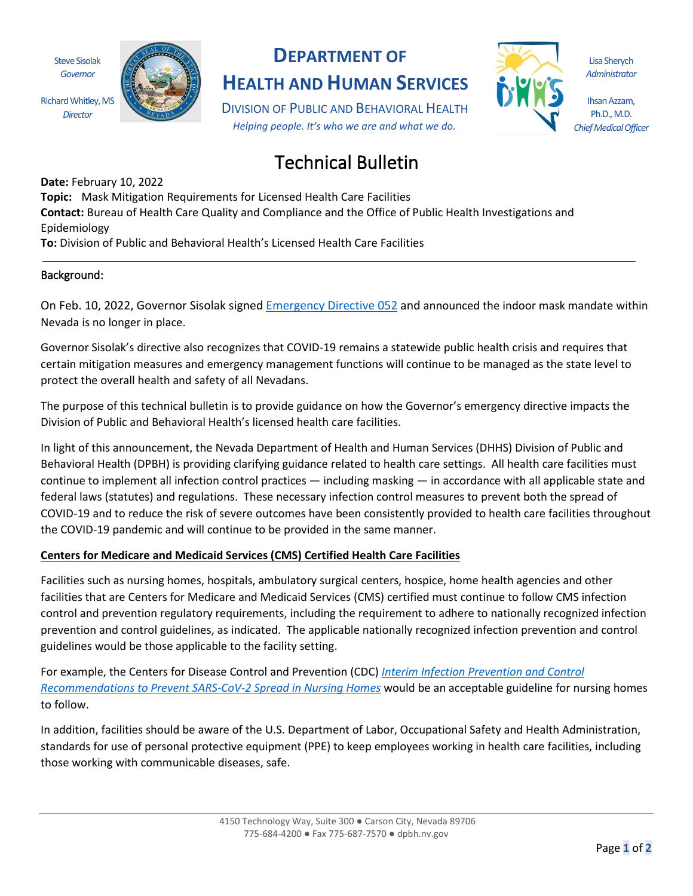Steve Sisolak
*Governor*

Richard Whitley, MS
*Director*

# DEPARTMENT OF HEALTH AND HUMAN SERVICES

DIVISION OF PUBLIC AND BEHAVIORAL HEALTH

*Helping people. It's who we are and what we do.*

Lisa Sherych
*Administrator*

Ihsan Azzam, Ph.D., M.D.
*Chief Medical Officer*

# Technical Bulletin

**Date:** February 10, 2022
**Topic:** Mask Mitigation Requirements for Licensed Health Care Facilities
**Contact:** Bureau of Health Care Quality and Compliance and the Office of Public Health Investigations and Epidemiology
**To:** Division of Public and Behavioral Health's Licensed Health Care Facilities

---

## Background:

On Feb. 10, 2022, Governor Sisolak signed Emergency Directive 052 and announced the indoor mask mandate within Nevada is no longer in place.

Governor Sisolak's directive also recognizes that COVID-19 remains a statewide public health crisis and requires that certain mitigation measures and emergency management functions will continue to be managed as the state level to protect the overall health and safety of all Nevadans.

The purpose of this technical bulletin is to provide guidance on how the Governor's emergency directive impacts the Division of Public and Behavioral Health's licensed health care facilities.

In light of this announcement, the Nevada Department of Health and Human Services (DHHS) Division of Public and Behavioral Health (DPBH) is providing clarifying guidance related to health care settings. All health care facilities must continue to implement all infection control practices — including masking — in accordance with all applicable state and federal laws (statutes) and regulations. These necessary infection control measures to prevent both the spread of COVID-19 and to reduce the risk of severe outcomes have been consistently provided to health care facilities throughout the COVID-19 pandemic and will continue to be provided in the same manner.

**Centers for Medicare and Medicaid Services (CMS) Certified Health Care Facilities**

Facilities such as nursing homes, hospitals, ambulatory surgical centers, hospice, home health agencies and other facilities that are Centers for Medicare and Medicaid Services (CMS) certified must continue to follow CMS infection control and prevention regulatory requirements, including the requirement to adhere to nationally recognized infection prevention and control guidelines, as indicated. The applicable nationally recognized infection prevention and control guidelines would be those applicable to the facility setting.

For example, the Centers for Disease Control and Prevention (CDC) *Interim Infection Prevention and Control Recommendations to Prevent SARS-CoV-2 Spread in Nursing Homes* would be an acceptable guideline for nursing homes to follow.

In addition, facilities should be aware of the U.S. Department of Labor, Occupational Safety and Health Administration, standards for use of personal protective equipment (PPE) to keep employees working in health care facilities, including those working with communicable diseases, safe.

4150 Technology Way, Suite 300 ● Carson City, Nevada 89706
775-684-4200 ● Fax 775-687-7570 ● dpbh.nv.gov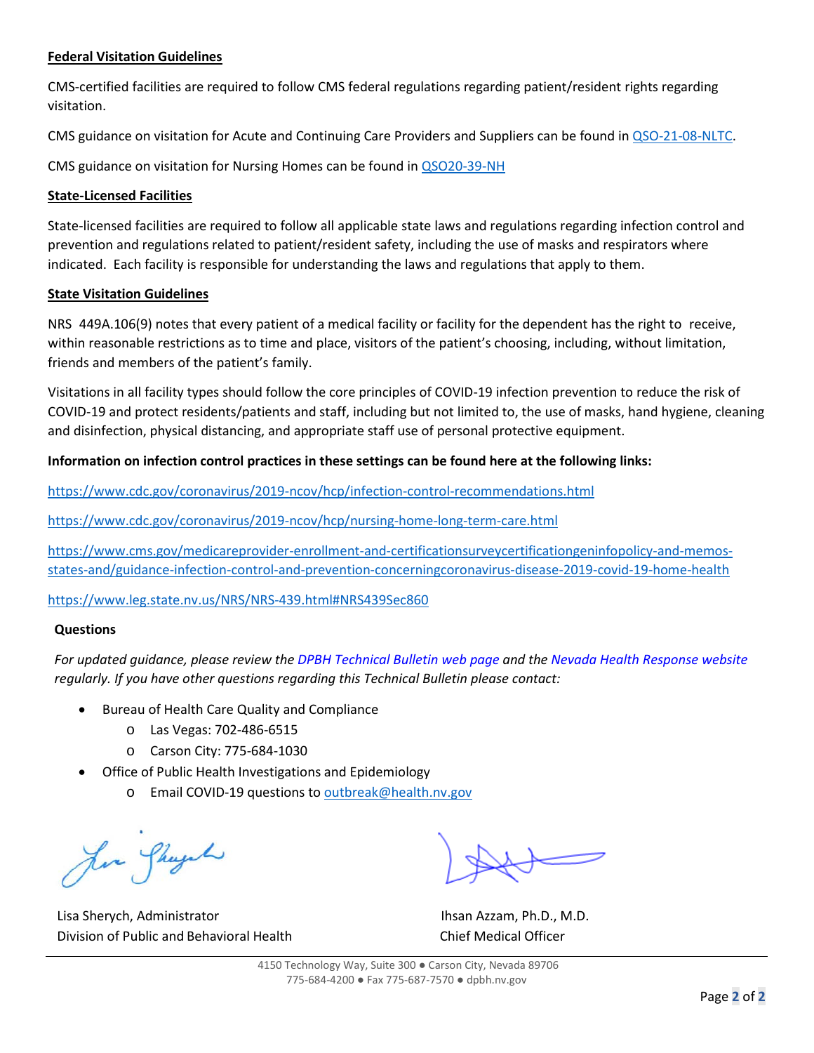**Federal Visitation Guidelines**

CMS-certified facilities are required to follow CMS federal regulations regarding patient/resident rights regarding visitation.

CMS guidance on visitation for Acute and Continuing Care Providers and Suppliers can be found in QSO-21-08-NLTC.

CMS guidance on visitation for Nursing Homes can be found in QSO20-39-NH

**State-Licensed Facilities**

State-licensed facilities are required to follow all applicable state laws and regulations regarding infection control and prevention and regulations related to patient/resident safety, including the use of masks and respirators where indicated. Each facility is responsible for understanding the laws and regulations that apply to them.

**State Visitation Guidelines**

NRS 449A.106(9) notes that every patient of a medical facility or facility for the dependent has the right to receive, within reasonable restrictions as to time and place, visitors of the patient's choosing, including, without limitation, friends and members of the patient's family.

Visitations in all facility types should follow the core principles of COVID-19 infection prevention to reduce the risk of COVID-19 and protect residents/patients and staff, including but not limited to, the use of masks, hand hygiene, cleaning and disinfection, physical distancing, and appropriate staff use of personal protective equipment.

**Information on infection control practices in these settings can be found here at the following links:**

https://www.cdc.gov/coronavirus/2019-ncov/hcp/infection-control-recommendations.html

https://www.cdc.gov/coronavirus/2019-ncov/hcp/nursing-home-long-term-care.html

https://www.cms.gov/medicareprovider-enrollment-and-certificationsurveycertificationgeninfopolicy-and-memos-states-and/guidance-infection-control-and-prevention-concerningcoronavirus-disease-2019-covid-19-home-health

https://www.leg.state.nv.us/NRS/NRS-439.html#NRS439Sec860

**Questions**

*For updated guidance, please review the DPBH Technical Bulletin web page and the Nevada Health Response website regularly. If you have other questions regarding this Technical Bulletin please contact:*

- Bureau of Health Care Quality and Compliance
  - Las Vegas: 702-486-6515
  - Carson City: 775-684-1030
- Office of Public Health Investigations and Epidemiology
  - Email COVID-19 questions to outbreak@health.nv.gov

Lisa Sherych, Administrator
Division of Public and Behavioral Health

Ihsan Azzam, Ph.D., M.D.
Chief Medical Officer

4150 Technology Way, Suite 300 ● Carson City, Nevada 89706
775-684-4200 ● Fax 775-687-7570 ● dpbh.nv.gov